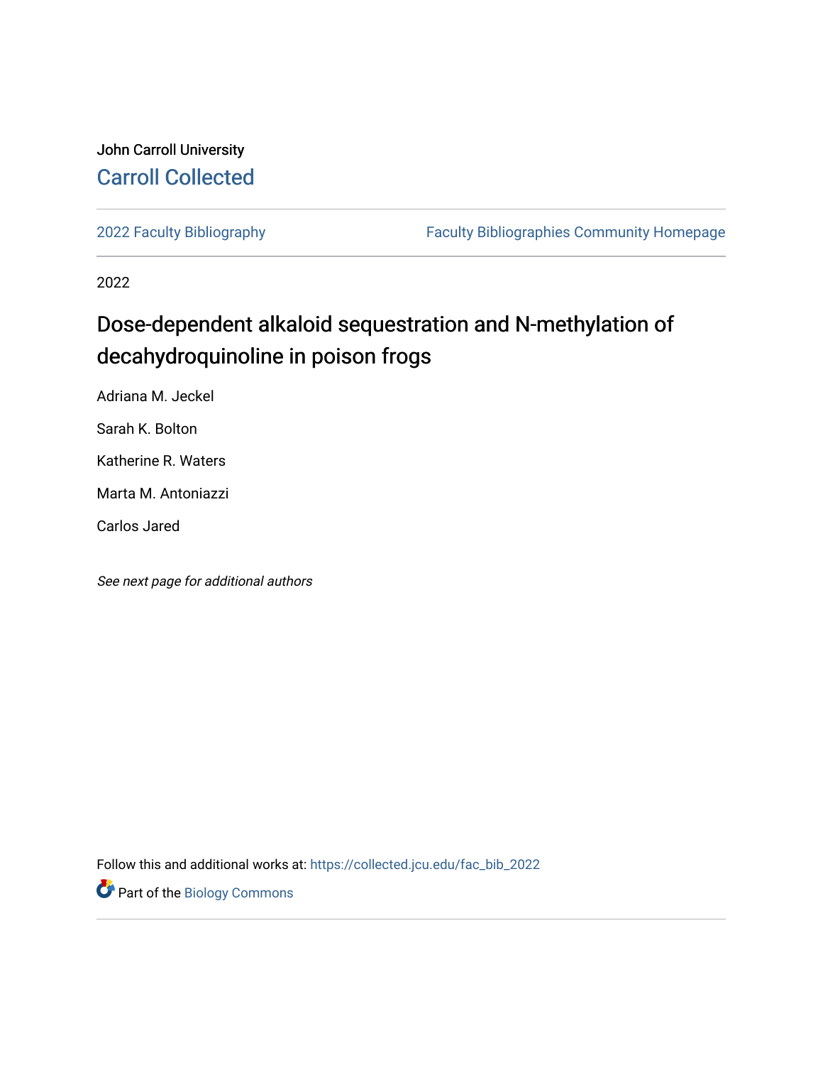John Carroll University

Carroll Collected

2022 Faculty Bibliography

Faculty Bibliographies Community Homepage

2022

# Dose-dependent alkaloid sequestration and N-methylation of decahydroquinoline in poison frogs

Adriana M. Jeckel

Sarah K. Bolton

Katherine R. Waters

Marta M. Antoniazzi

Carlos Jared

*See next page for additional authors*

Follow this and additional works at: https://collected.jcu.edu/fac_bib_2022

Part of the Biology Commons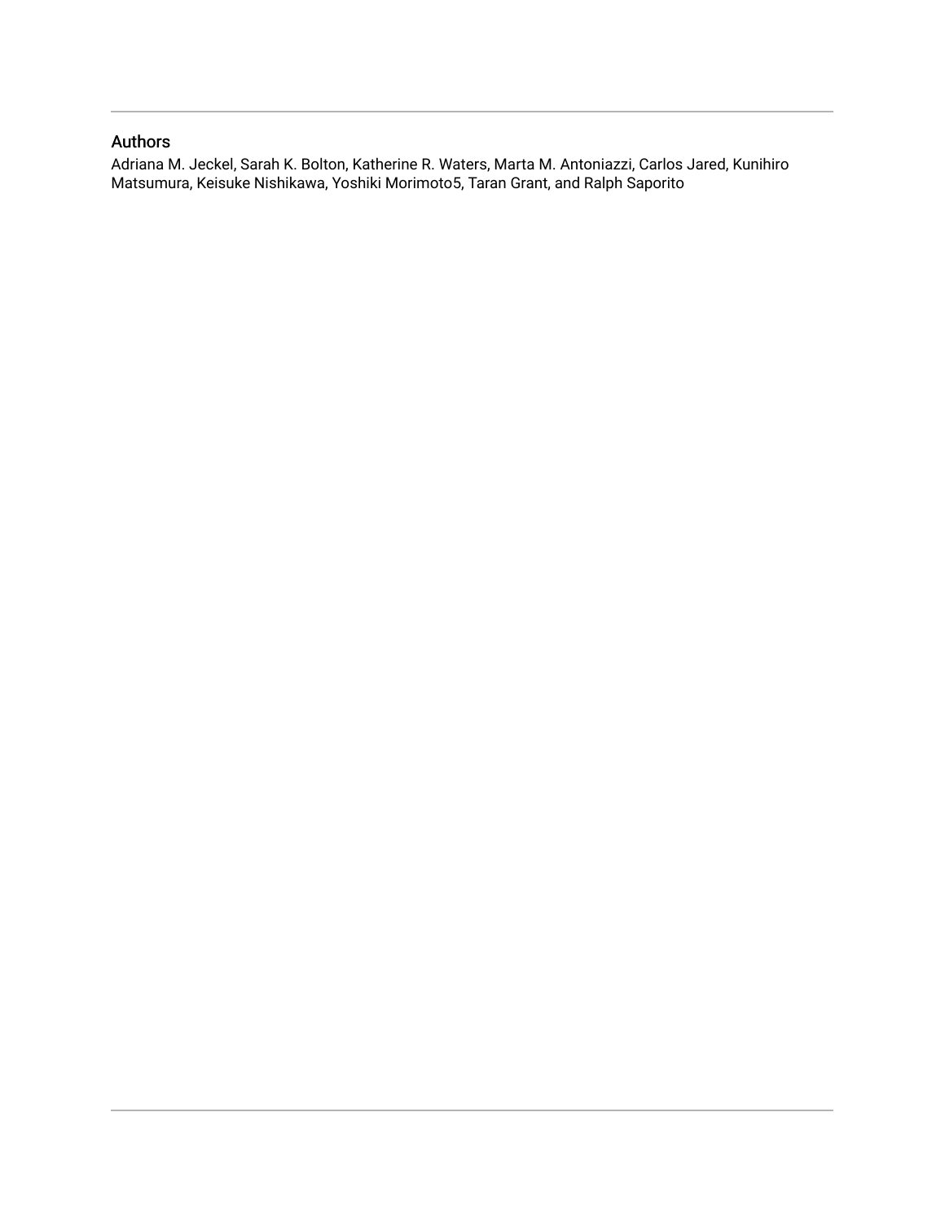## Authors

Adriana M. Jeckel, Sarah K. Bolton, Katherine R. Waters, Marta M. Antoniazzi, Carlos Jared, Kunihiro Matsumura, Keisuke Nishikawa, Yoshiki Morimoto5, Taran Grant, and Ralph Saporito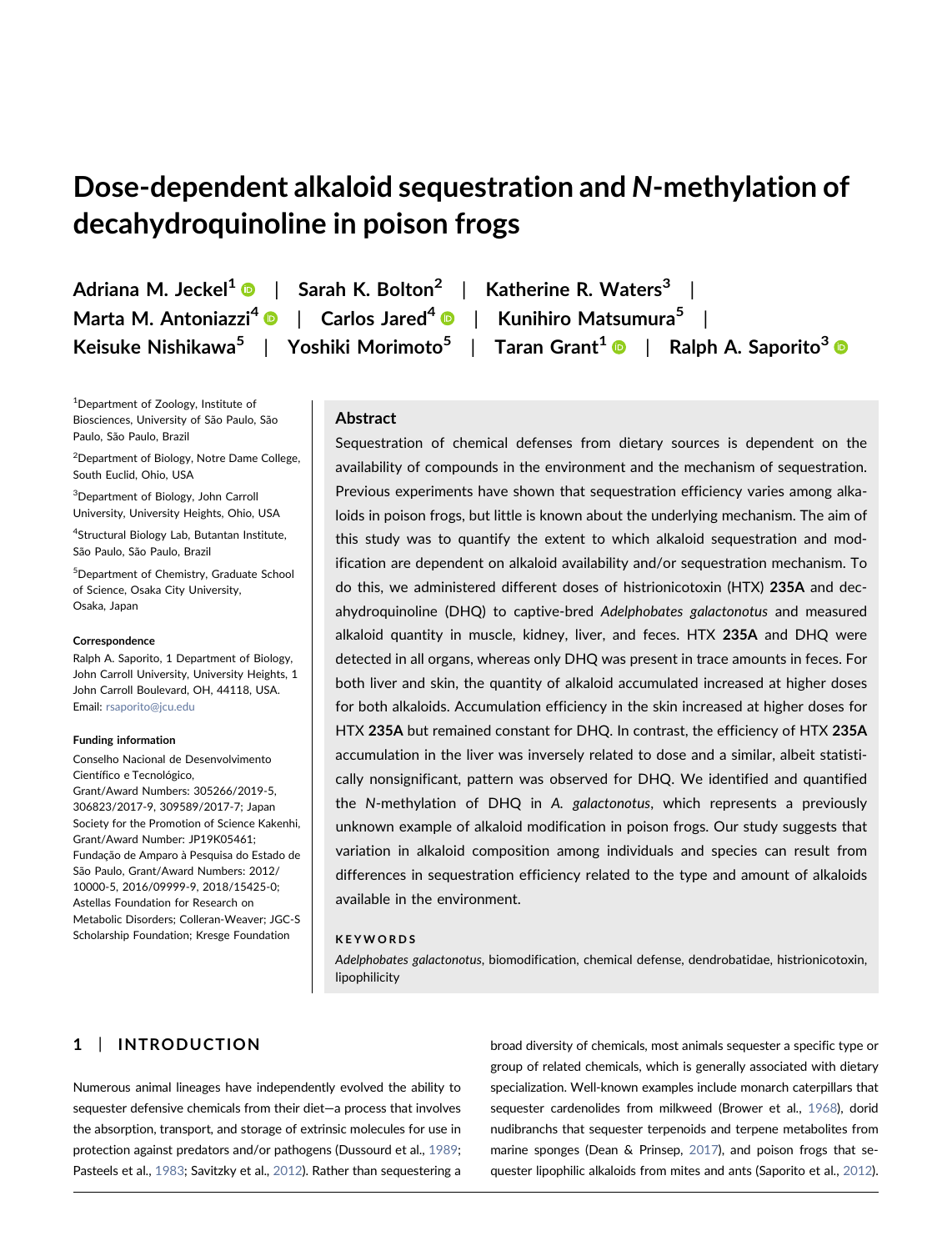# Dose-dependent alkaloid sequestration and *N*-methylation of decahydroquinoline in poison frogs

**Adriana M. Jeckel[1]** | **Sarah K. Bolton[2]** | **Katherine R. Waters[3]** | **Marta M. Antoniazzi[4]** | **Carlos Jared[4]** | **Kunihiro Matsumura[5]** | **Keisuke Nishikawa[5]** | **Yoshiki Morimoto[5]** | **Taran Grant[1]** | **Ralph A. Saporito[3]**

[1]Department of Zoology, Institute of Biosciences, University of São Paulo, São Paulo, São Paulo, Brazil

[2]Department of Biology, Notre Dame College, South Euclid, Ohio, USA

[3]Department of Biology, John Carroll University, University Heights, Ohio, USA

[4]Structural Biology Lab, Butantan Institute, São Paulo, São Paulo, Brazil

[5]Department of Chemistry, Graduate School of Science, Osaka City University, Osaka, Japan

**Correspondence**

Ralph A. Saporito, 1 Department of Biology, John Carroll University, University Heights, 1 John Carroll Boulevard, OH, 44118, USA.
Email: rsaporito@jcu.edu

**Funding information**

Conselho Nacional de Desenvolvimento Científico e Tecnológico, Grant/Award Numbers: 305266/2019-5, 306823/2017-9, 309589/2017-7; Japan Society for the Promotion of Science Kakenhi, Grant/Award Number: JP19K05461; Fundação de Amparo à Pesquisa do Estado de São Paulo, Grant/Award Numbers: 2012/10000-5, 2016/09999-9, 2018/15425-0; Astellas Foundation for Research on Metabolic Disorders; Colleran-Weaver; JGC-S Scholarship Foundation; Kresge Foundation

## Abstract

Sequestration of chemical defenses from dietary sources is dependent on the availability of compounds in the environment and the mechanism of sequestration. Previous experiments have shown that sequestration efficiency varies among alkaloids in poison frogs, but little is known about the underlying mechanism. The aim of this study was to quantify the extent to which alkaloid sequestration and modification are dependent on alkaloid availability and/or sequestration mechanism. To do this, we administered different doses of histrionicotoxin (HTX) **235A** and decahydroquinoline (DHQ) to captive-bred *Adelphobates galactonotus* and measured alkaloid quantity in muscle, kidney, liver, and feces. HTX **235A** and DHQ were detected in all organs, whereas only DHQ was present in trace amounts in feces. For both liver and skin, the quantity of alkaloid accumulated increased at higher doses for both alkaloids. Accumulation efficiency in the skin increased at higher doses for HTX **235A** but remained constant for DHQ. In contrast, the efficiency of HTX **235A** accumulation in the liver was inversely related to dose and a similar, albeit statistically nonsignificant, pattern was observed for DHQ. We identified and quantified the *N*-methylation of DHQ in *A. galactonotus*, which represents a previously unknown example of alkaloid modification in poison frogs. Our study suggests that variation in alkaloid composition among individuals and species can result from differences in sequestration efficiency related to the type and amount of alkaloids available in the environment.

**KEYWORDS**

*Adelphobates galactonotus*, biomodification, chemical defense, dendrobatidae, histrionicotoxin, lipophilicity

## 1 | INTRODUCTION

Numerous animal lineages have independently evolved the ability to sequester defensive chemicals from their diet—a process that involves the absorption, transport, and storage of extrinsic molecules for use in protection against predators and/or pathogens (Dussourd et al., 1989; Pasteels et al., 1983; Savitzky et al., 2012). Rather than sequestering a broad diversity of chemicals, most animals sequester a specific type or group of related chemicals, which is generally associated with dietary specialization. Well-known examples include monarch caterpillars that sequester cardenolides from milkweed (Brower et al., 1968), dorid nudibranchs that sequester terpenoids and terpene metabolites from marine sponges (Dean & Prinsep, 2017), and poison frogs that sequester lipophilic alkaloids from mites and ants (Saporito et al., 2012).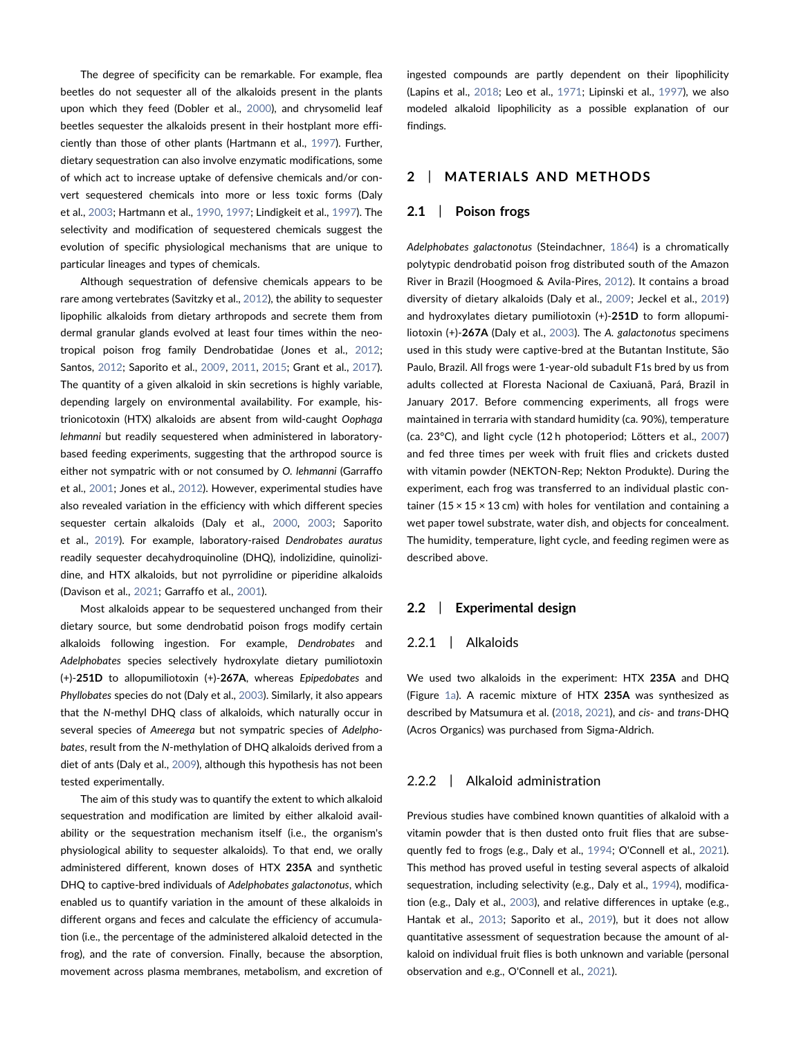The degree of specificity can be remarkable. For example, flea beetles do not sequester all of the alkaloids present in the plants upon which they feed (Dobler et al., 2000), and chrysomelid leaf beetles sequester the alkaloids present in their hostplant more efficiently than those of other plants (Hartmann et al., 1997). Further, dietary sequestration can also involve enzymatic modifications, some of which act to increase uptake of defensive chemicals and/or convert sequestered chemicals into more or less toxic forms (Daly et al., 2003; Hartmann et al., 1990, 1997; Lindigkeit et al., 1997). The selectivity and modification of sequestered chemicals suggest the evolution of specific physiological mechanisms that are unique to particular lineages and types of chemicals.

Although sequestration of defensive chemicals appears to be rare among vertebrates (Savitzky et al., 2012), the ability to sequester lipophilic alkaloids from dietary arthropods and secrete them from dermal granular glands evolved at least four times within the neotropical poison frog family Dendrobatidae (Jones et al., 2012; Santos, 2012; Saporito et al., 2009, 2011, 2015; Grant et al., 2017). The quantity of a given alkaloid in skin secretions is highly variable, depending largely on environmental availability. For example, histrionicotoxin (HTX) alkaloids are absent from wild-caught *Oophaga lehmanni* but readily sequestered when administered in laboratory-based feeding experiments, suggesting that the arthropod source is either not sympatric with or not consumed by *O. lehmanni* (Garraffo et al., 2001; Jones et al., 2012). However, experimental studies have also revealed variation in the efficiency with which different species sequester certain alkaloids (Daly et al., 2000, 2003; Saporito et al., 2019). For example, laboratory-raised *Dendrobates auratus* readily sequester decahydroquinoline (DHQ), indolizidine, quinolizidine, and HTX alkaloids, but not pyrrolidine or piperidine alkaloids (Davison et al., 2021; Garraffo et al., 2001).

Most alkaloids appear to be sequestered unchanged from their dietary source, but some dendrobatid poison frogs modify certain alkaloids following ingestion. For example, *Dendrobates* and *Adelphobates* species selectively hydroxylate dietary pumiliotoxin (+)-**251D** to allopumiliotoxin (+)-**267A**, whereas *Epipedobates* and *Phyllobates* species do not (Daly et al., 2003). Similarly, it also appears that the *N*-methyl DHQ class of alkaloids, which naturally occur in several species of *Ameerega* but not sympatric species of *Adelphobates*, result from the *N*-methylation of DHQ alkaloids derived from a diet of ants (Daly et al., 2009), although this hypothesis has not been tested experimentally.

The aim of this study was to quantify the extent to which alkaloid sequestration and modification are limited by either alkaloid availability or the sequestration mechanism itself (i.e., the organism's physiological ability to sequester alkaloids). To that end, we orally administered different, known doses of HTX **235A** and synthetic DHQ to captive-bred individuals of *Adelphobates galactonotus*, which enabled us to quantify variation in the amount of these alkaloids in different organs and feces and calculate the efficiency of accumulation (i.e., the percentage of the administered alkaloid detected in the frog), and the rate of conversion. Finally, because the absorption, movement across plasma membranes, metabolism, and excretion of ingested compounds are partly dependent on their lipophilicity (Lapins et al., 2018; Leo et al., 1971; Lipinski et al., 1997), we also modeled alkaloid lipophilicity as a possible explanation of our findings.

## 2 | MATERIALS AND METHODS

### 2.1 | Poison frogs

*Adelphobates galactonotus* (Steindachner, 1864) is a chromatically polytypic dendrobatid poison frog distributed south of the Amazon River in Brazil (Hoogmoed & Avila-Pires, 2012). It contains a broad diversity of dietary alkaloids (Daly et al., 2009; Jeckel et al., 2019) and hydroxylates dietary pumiliotoxin (+)-**251D** to form allopumiliotoxin (+)-**267A** (Daly et al., 2003). The *A. galactonotus* specimens used in this study were captive-bred at the Butantan Institute, São Paulo, Brazil. All frogs were 1-year-old subadult F1s bred by us from adults collected at Floresta Nacional de Caxiuanã, Pará, Brazil in January 2017. Before commencing experiments, all frogs were maintained in terraria with standard humidity (ca. 90%), temperature (ca. 23°C), and light cycle (12 h photoperiod; Lötters et al., 2007) and fed three times per week with fruit flies and crickets dusted with vitamin powder (NEKTON-Rep; Nekton Produkte). During the experiment, each frog was transferred to an individual plastic container (15 × 15 × 13 cm) with holes for ventilation and containing a wet paper towel substrate, water dish, and objects for concealment. The humidity, temperature, light cycle, and feeding regimen were as described above.

### 2.2 | Experimental design

#### 2.2.1 | Alkaloids

We used two alkaloids in the experiment: HTX **235A** and DHQ (Figure 1a). A racemic mixture of HTX **235A** was synthesized as described by Matsumura et al. (2018, 2021), and *cis*- and *trans*-DHQ (Acros Organics) was purchased from Sigma-Aldrich.

#### 2.2.2 | Alkaloid administration

Previous studies have combined known quantities of alkaloid with a vitamin powder that is then dusted onto fruit flies that are subsequently fed to frogs (e.g., Daly et al., 1994; O'Connell et al., 2021). This method has proved useful in testing several aspects of alkaloid sequestration, including selectivity (e.g., Daly et al., 1994), modification (e.g., Daly et al., 2003), and relative differences in uptake (e.g., Hantak et al., 2013; Saporito et al., 2019), but it does not allow quantitative assessment of sequestration because the amount of alkaloid on individual fruit flies is both unknown and variable (personal observation and e.g., O'Connell et al., 2021).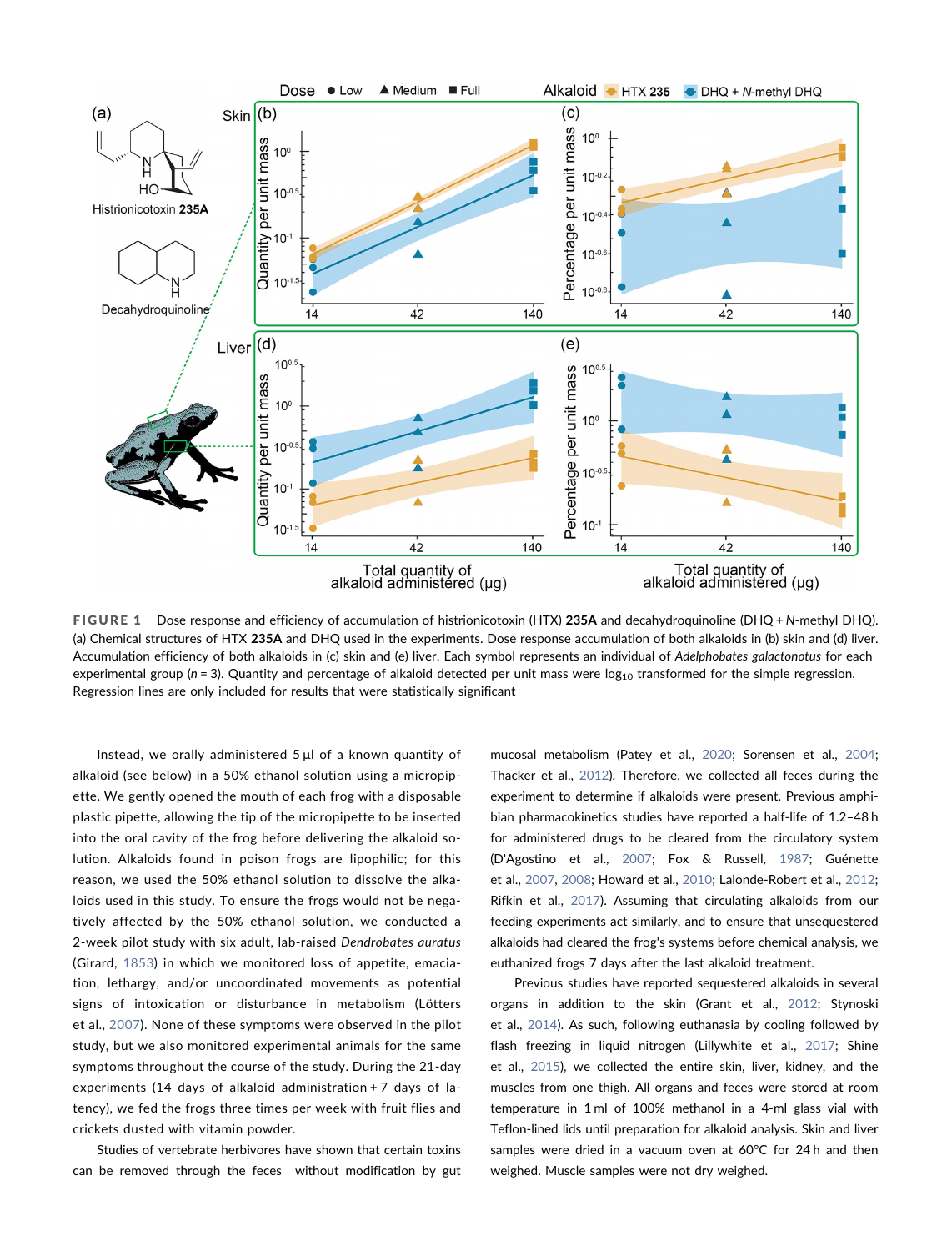FIGURE 1 Dose response and efficiency of accumulation of histrionicotoxin (HTX) **235A** and decahydroquinoline (DHQ + *N*-methyl DHQ). (a) Chemical structures of HTX **235A** and DHQ used in the experiments. Dose response accumulation of both alkaloids in (b) skin and (d) liver. Accumulation efficiency of both alkaloids in (c) skin and (e) liver. Each symbol represents an individual of *Adelphobates galactonotus* for each experimental group ($n = 3$). Quantity and percentage of alkaloid detected per unit mass were $\log_{10}$ transformed for the simple regression. Regression lines are only included for results that were statistically significant

Instead, we orally administered 5 µl of a known quantity of alkaloid (see below) in a 50% ethanol solution using a micropipette. We gently opened the mouth of each frog with a disposable plastic pipette, allowing the tip of the micropipette to be inserted into the oral cavity of the frog before delivering the alkaloid solution. Alkaloids found in poison frogs are lipophilic; for this reason, we used the 50% ethanol solution to dissolve the alkaloids used in this study. To ensure the frogs would not be negatively affected by the 50% ethanol solution, we conducted a 2-week pilot study with six adult, lab-raised *Dendrobates auratus* (Girard, 1853) in which we monitored loss of appetite, emaciation, lethargy, and/or uncoordinated movements as potential signs of intoxication or disturbance in metabolism (Lötters et al., 2007). None of these symptoms were observed in the pilot study, but we also monitored experimental animals for the same symptoms throughout the course of the study. During the 21-day experiments (14 days of alkaloid administration + 7 days of latency), we fed the frogs three times per week with fruit flies and crickets dusted with vitamin powder.

Studies of vertebrate herbivores have shown that certain toxins can be removed through the feces without modification by gut mucosal metabolism (Patey et al., 2020; Sorensen et al., 2004; Thacker et al., 2012). Therefore, we collected all feces during the experiment to determine if alkaloids were present. Previous amphibian pharmacokinetics studies have reported a half-life of 1.2–48 h for administered drugs to be cleared from the circulatory system (D'Agostino et al., 2007; Fox & Russell, 1987; Guénette et al., 2007, 2008; Howard et al., 2010; Lalonde-Robert et al., 2012; Rifkin et al., 2017). Assuming that circulating alkaloids from our feeding experiments act similarly, and to ensure that unsequestered alkaloids had cleared the frog's systems before chemical analysis, we euthanized frogs 7 days after the last alkaloid treatment.

Previous studies have reported sequestered alkaloids in several organs in addition to the skin (Grant et al., 2012; Stynoski et al., 2014). As such, following euthanasia by cooling followed by flash freezing in liquid nitrogen (Lillywhite et al., 2017; Shine et al., 2015), we collected the entire skin, liver, kidney, and the muscles from one thigh. All organs and feces were stored at room temperature in 1 ml of 100% methanol in a 4-ml glass vial with Teflon-lined lids until preparation for alkaloid analysis. Skin and liver samples were dried in a vacuum oven at 60°C for 24 h and then weighed. Muscle samples were not dry weighed.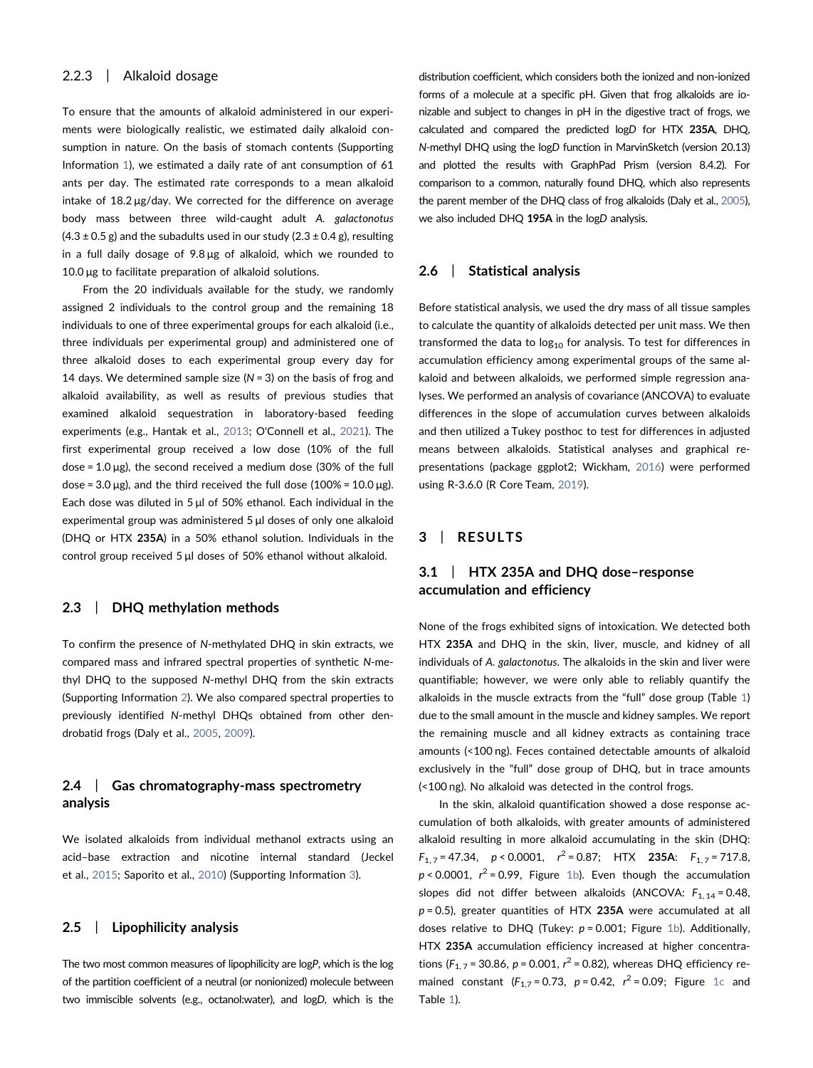### 2.2.3 | Alkaloid dosage

To ensure that the amounts of alkaloid administered in our experiments were biologically realistic, we estimated daily alkaloid consumption in nature. On the basis of stomach contents (Supporting Information 1), we estimated a daily rate of ant consumption of 61 ants per day. The estimated rate corresponds to a mean alkaloid intake of 18.2 µg/day. We corrected for the difference on average body mass between three wild-caught adult *A. galactonotus* (4.3 ± 0.5 g) and the subadults used in our study (2.3 ± 0.4 g), resulting in a full daily dosage of 9.8 µg of alkaloid, which we rounded to 10.0 µg to facilitate preparation of alkaloid solutions.

From the 20 individuals available for the study, we randomly assigned 2 individuals to the control group and the remaining 18 individuals to one of three experimental groups for each alkaloid (i.e., three individuals per experimental group) and administered one of three alkaloid doses to each experimental group every day for 14 days. We determined sample size ($N = 3$) on the basis of frog and alkaloid availability, as well as results of previous studies that examined alkaloid sequestration in laboratory-based feeding experiments (e.g., Hantak et al., 2013; O'Connell et al., 2021). The first experimental group received a low dose (10% of the full dose = 1.0 µg), the second received a medium dose (30% of the full dose = 3.0 µg), and the third received the full dose (100% = 10.0 µg). Each dose was diluted in 5 µl of 50% ethanol. Each individual in the experimental group was administered 5 µl doses of only one alkaloid (DHQ or HTX **235A**) in a 50% ethanol solution. Individuals in the control group received 5 µl doses of 50% ethanol without alkaloid.

## 2.3 | DHQ methylation methods

To confirm the presence of *N*-methylated DHQ in skin extracts, we compared mass and infrared spectral properties of synthetic *N*-methyl DHQ to the supposed *N*-methyl DHQ from the skin extracts (Supporting Information 2). We also compared spectral properties to previously identified *N*-methyl DHQs obtained from other dendrobatid frogs (Daly et al., 2005, 2009).

## 2.4 | Gas chromatography-mass spectrometry analysis

We isolated alkaloids from individual methanol extracts using an acid–base extraction and nicotine internal standard (Jeckel et al., 2015; Saporito et al., 2010) (Supporting Information 3).

## 2.5 | Lipophilicity analysis

The two most common measures of lipophilicity are log*P*, which is the log of the partition coefficient of a neutral (or nonionized) molecule between two immiscible solvents (e.g., octanol:water), and log*D*, which is the distribution coefficient, which considers both the ionized and non-ionized forms of a molecule at a specific pH. Given that frog alkaloids are ionizable and subject to changes in pH in the digestive tract of frogs, we calculated and compared the predicted log*D* for HTX **235A**, DHQ, *N*-methyl DHQ using the log*D* function in MarvinSketch (version 20.13) and plotted the results with GraphPad Prism (version 8.4.2). For comparison to a common, naturally found DHQ, which also represents the parent member of the DHQ class of frog alkaloids (Daly et al., 2005), we also included DHQ **195A** in the log*D* analysis.

## 2.6 | Statistical analysis

Before statistical analysis, we used the dry mass of all tissue samples to calculate the quantity of alkaloids detected per unit mass. We then transformed the data to $\log_{10}$ for analysis. To test for differences in accumulation efficiency among experimental groups of the same alkaloid and between alkaloids, we performed simple regression analyses. We performed an analysis of covariance (ANCOVA) to evaluate differences in the slope of accumulation curves between alkaloids and then utilized a Tukey posthoc to test for differences in adjusted means between alkaloids. Statistical analyses and graphical representations (package ggplot2; Wickham, 2016) were performed using R-3.6.0 (R Core Team, 2019).

# 3 | RESULTS

## 3.1 | HTX 235A and DHQ dose–response accumulation and efficiency

None of the frogs exhibited signs of intoxication. We detected both HTX **235A** and DHQ in the skin, liver, muscle, and kidney of all individuals of *A. galactonotus*. The alkaloids in the skin and liver were quantifiable; however, we were only able to reliably quantify the alkaloids in the muscle extracts from the "full" dose group (Table 1) due to the small amount in the muscle and kidney samples. We report the remaining muscle and all kidney extracts as containing trace amounts (<100 ng). Feces contained detectable amounts of alkaloid exclusively in the "full" dose group of DHQ, but in trace amounts (<100 ng). No alkaloid was detected in the control frogs.

In the skin, alkaloid quantification showed a dose response accumulation of both alkaloids, with greater amounts of administered alkaloid resulting in more alkaloid accumulating in the skin (DHQ: $F_{1,7} = 47.34$, $p < 0.0001$, $r^2 = 0.87$; HTX **235A**: $F_{1,7} = 717.8$, $p < 0.0001$, $r^2 = 0.99$, Figure 1b). Even though the accumulation slopes did not differ between alkaloids (ANCOVA: $F_{1,14} = 0.48$, $p = 0.5$), greater quantities of HTX **235A** were accumulated at all doses relative to DHQ (Tukey: $p = 0.001$; Figure 1b). Additionally, HTX **235A** accumulation efficiency increased at higher concentrations ($F_{1,7} = 30.86$, $p = 0.001$, $r^2 = 0.82$), whereas DHQ efficiency remained constant ($F_{1,7} = 0.73$, $p = 0.42$, $r^2 = 0.09$; Figure 1c and Table 1).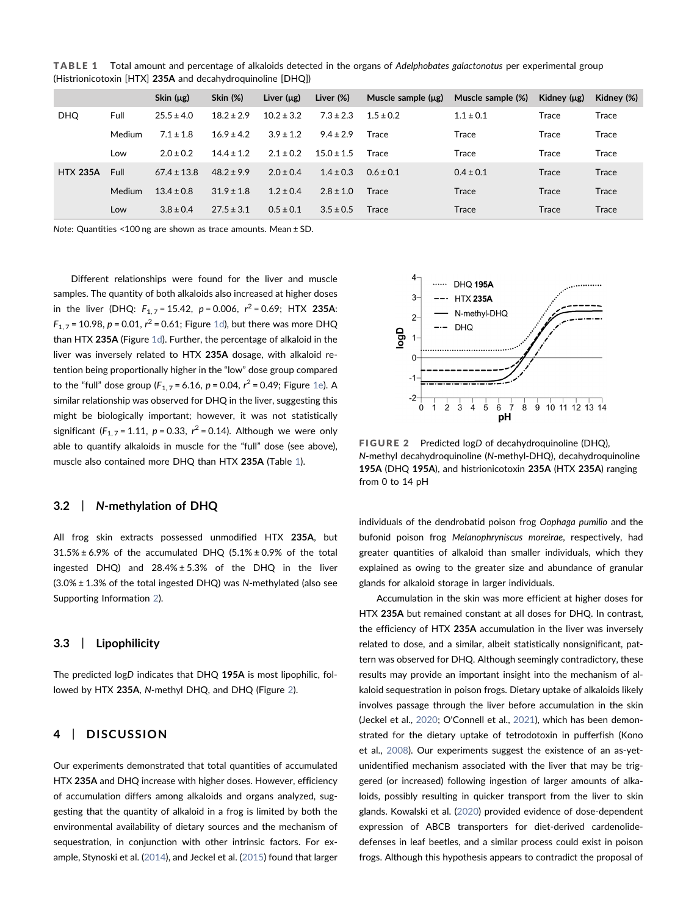**TABLE 1** Total amount and percentage of alkaloids detected in the organs of *Adelphobates galactonotus* per experimental group (Histrionicotoxin [HTX] **235A** and decahydroquinoline [DHQ])

| | | Skin (µg) | Skin (%) | Liver (µg) | Liver (%) | Muscle sample (µg) | Muscle sample (%) | Kidney (µg) | Kidney (%) |
|---|---|---|---|---|---|---|---|---|---|
| DHQ | Full | 25.5 ± 4.0 | 18.2 ± 2.9 | 10.2 ± 3.2 | 7.3 ± 2.3 | 1.5 ± 0.2 | 1.1 ± 0.1 | Trace | Trace |
| | Medium | 7.1 ± 1.8 | 16.9 ± 4.2 | 3.9 ± 1.2 | 9.4 ± 2.9 | Trace | Trace | Trace | Trace |
| | Low | 2.0 ± 0.2 | 14.4 ± 1.2 | 2.1 ± 0.2 | 15.0 ± 1.5 | Trace | Trace | Trace | Trace |
| HTX **235A** | Full | 67.4 ± 13.8 | 48.2 ± 9.9 | 2.0 ± 0.4 | 1.4 ± 0.3 | 0.6 ± 0.1 | 0.4 ± 0.1 | Trace | Trace |
| | Medium | 13.4 ± 0.8 | 31.9 ± 1.8 | 1.2 ± 0.4 | 2.8 ± 1.0 | Trace | Trace | Trace | Trace |
| | Low | 3.8 ± 0.4 | 27.5 ± 3.1 | 0.5 ± 0.1 | 3.5 ± 0.5 | Trace | Trace | Trace | Trace |

*Note*: Quantities <100 ng are shown as trace amounts. Mean ± SD.

Different relationships were found for the liver and muscle samples. The quantity of both alkaloids also increased at higher doses in the liver (DHQ: $F_{1,7} = 15.42$, $p = 0.006$, $r^2 = 0.69$; HTX **235A**: $F_{1,7} = 10.98$, $p = 0.01$, $r^2 = 0.61$; Figure 1d), but there was more DHQ than HTX **235A** (Figure 1d). Further, the percentage of alkaloid in the liver was inversely related to HTX **235A** dosage, with alkaloid retention being proportionally higher in the "low" dose group compared to the "full" dose group ($F_{1,7} = 6.16$, $p = 0.04$, $r^2 = 0.49$; Figure 1e). A similar relationship was observed for DHQ in the liver, suggesting this might be biologically important; however, it was not statistically significant ($F_{1,7} = 1.11$, $p = 0.33$, $r^2 = 0.14$). Although we were only able to quantify alkaloids in muscle for the "full" dose (see above), muscle also contained more DHQ than HTX **235A** (Table 1).

### 3.2 | *N*-methylation of DHQ

All frog skin extracts possessed unmodified HTX **235A**, but 31.5% ± 6.9% of the accumulated DHQ (5.1% ± 0.9% of the total ingested DHQ) and 28.4% ± 5.3% of the DHQ in the liver (3.0% ± 1.3% of the total ingested DHQ) was *N*-methylated (also see Supporting Information 2).

### 3.3 | Lipophilicity

The predicted log*D* indicates that DHQ **195A** is most lipophilic, followed by HTX **235A**, *N*-methyl DHQ, and DHQ (Figure 2).

**FIGURE 2** Predicted log*D* of decahydroquinoline (DHQ), *N*-methyl decahydroquinoline (*N*-methyl-DHQ), decahydroquinoline **195A** (DHQ **195A**), and histrionicotoxin **235A** (HTX **235A**) ranging from 0 to 14 pH

## 4 | DISCUSSION

Our experiments demonstrated that total quantities of accumulated HTX **235A** and DHQ increase with higher doses. However, efficiency of accumulation differs among alkaloids and organs analyzed, suggesting that the quantity of alkaloid in a frog is limited by both the environmental availability of dietary sources and the mechanism of sequestration, in conjunction with other intrinsic factors. For example, Stynoski et al. (2014), and Jeckel et al. (2015) found that larger individuals of the dendrobatid poison frog *Oophaga pumilio* and the bufonid poison frog *Melanophryniscus moreirae*, respectively, had greater quantities of alkaloid than smaller individuals, which they explained as owing to the greater size and abundance of granular glands for alkaloid storage in larger individuals.

Accumulation in the skin was more efficient at higher doses for HTX **235A** but remained constant at all doses for DHQ. In contrast, the efficiency of HTX **235A** accumulation in the liver was inversely related to dose, and a similar, albeit statistically nonsignificant, pattern was observed for DHQ. Although seemingly contradictory, these results may provide an important insight into the mechanism of alkaloid sequestration in poison frogs. Dietary uptake of alkaloids likely involves passage through the liver before accumulation in the skin (Jeckel et al., 2020; O'Connell et al., 2021), which has been demonstrated for the dietary uptake of tetrodotoxin in pufferfish (Kono et al., 2008). Our experiments suggest the existence of an as-yet-unidentified mechanism associated with the liver that may be triggered (or increased) following ingestion of larger amounts of alkaloids, possibly resulting in quicker transport from the liver to skin glands. Kowalski et al. (2020) provided evidence of dose-dependent expression of ABCB transporters for diet-derived cardenolide-defenses in leaf beetles, and a similar process could exist in poison frogs. Although this hypothesis appears to contradict the proposal of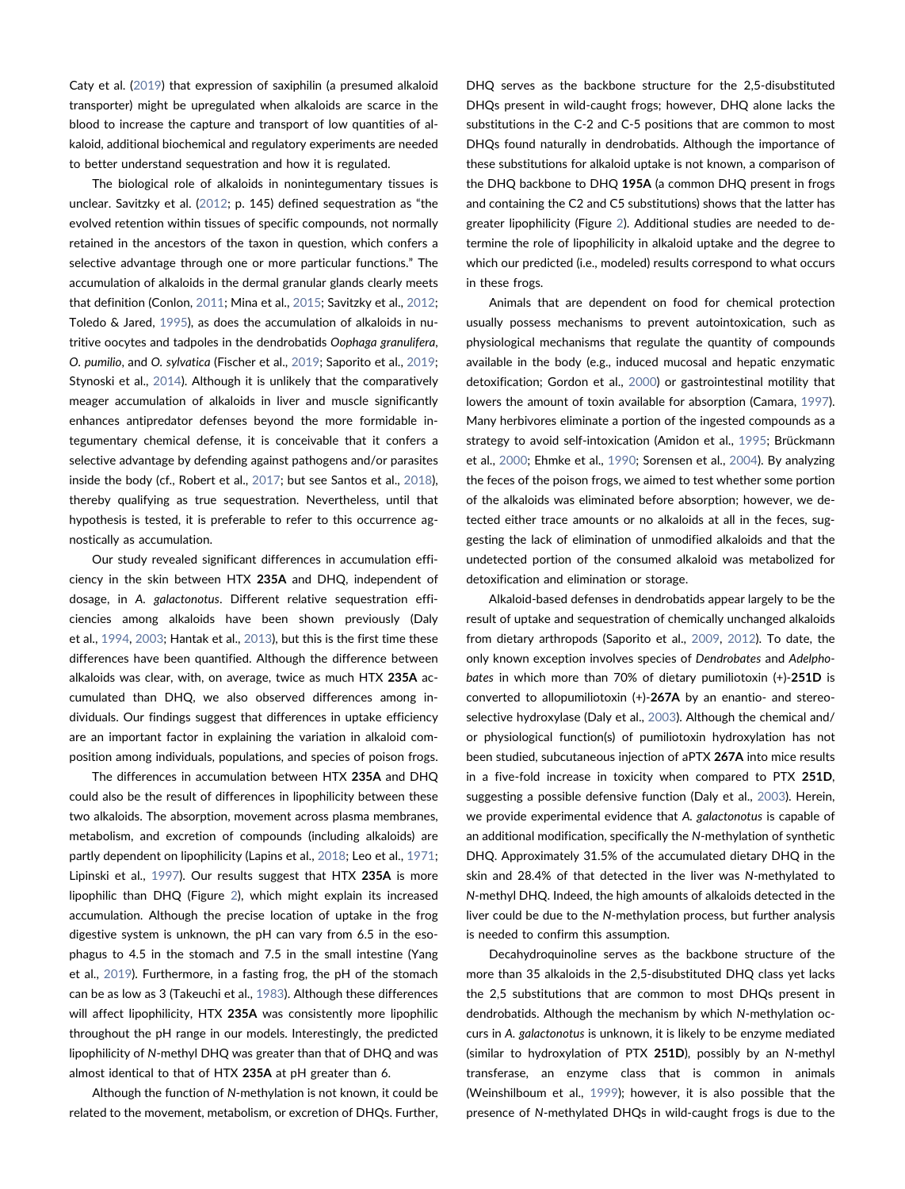Caty et al. (2019) that expression of saxiphilin (a presumed alkaloid transporter) might be upregulated when alkaloids are scarce in the blood to increase the capture and transport of low quantities of alkaloid, additional biochemical and regulatory experiments are needed to better understand sequestration and how it is regulated.

The biological role of alkaloids in nonintegumentary tissues is unclear. Savitzky et al. (2012; p. 145) defined sequestration as "the evolved retention within tissues of specific compounds, not normally retained in the ancestors of the taxon in question, which confers a selective advantage through one or more particular functions." The accumulation of alkaloids in the dermal granular glands clearly meets that definition (Conlon, 2011; Mina et al., 2015; Savitzky et al., 2012; Toledo & Jared, 1995), as does the accumulation of alkaloids in nutritive oocytes and tadpoles in the dendrobatids *Oophaga granulifera*, *O. pumilio*, and *O. sylvatica* (Fischer et al., 2019; Saporito et al., 2019; Stynoski et al., 2014). Although it is unlikely that the comparatively meager accumulation of alkaloids in liver and muscle significantly enhances antipredator defenses beyond the more formidable integumentary chemical defense, it is conceivable that it confers a selective advantage by defending against pathogens and/or parasites inside the body (cf., Robert et al., 2017; but see Santos et al., 2018), thereby qualifying as true sequestration. Nevertheless, until that hypothesis is tested, it is preferable to refer to this occurrence agnostically as accumulation.

Our study revealed significant differences in accumulation efficiency in the skin between HTX **235A** and DHQ, independent of dosage, in *A. galactonotus*. Different relative sequestration efficiencies among alkaloids have been shown previously (Daly et al., 1994, 2003; Hantak et al., 2013), but this is the first time these differences have been quantified. Although the difference between alkaloids was clear, with, on average, twice as much HTX **235A** accumulated than DHQ, we also observed differences among individuals. Our findings suggest that differences in uptake efficiency are an important factor in explaining the variation in alkaloid composition among individuals, populations, and species of poison frogs.

The differences in accumulation between HTX **235A** and DHQ could also be the result of differences in lipophilicity between these two alkaloids. The absorption, movement across plasma membranes, metabolism, and excretion of compounds (including alkaloids) are partly dependent on lipophilicity (Lapins et al., 2018; Leo et al., 1971; Lipinski et al., 1997). Our results suggest that HTX **235A** is more lipophilic than DHQ (Figure 2), which might explain its increased accumulation. Although the precise location of uptake in the frog digestive system is unknown, the pH can vary from 6.5 in the esophagus to 4.5 in the stomach and 7.5 in the small intestine (Yang et al., 2019). Furthermore, in a fasting frog, the pH of the stomach can be as low as 3 (Takeuchi et al., 1983). Although these differences will affect lipophilicity, HTX **235A** was consistently more lipophilic throughout the pH range in our models. Interestingly, the predicted lipophilicity of *N*-methyl DHQ was greater than that of DHQ and was almost identical to that of HTX **235A** at pH greater than 6.

Although the function of *N*-methylation is not known, it could be related to the movement, metabolism, or excretion of DHQs. Further, DHQ serves as the backbone structure for the 2,5-disubstituted DHQs present in wild-caught frogs; however, DHQ alone lacks the substitutions in the C-2 and C-5 positions that are common to most DHQs found naturally in dendrobatids. Although the importance of these substitutions for alkaloid uptake is not known, a comparison of the DHQ backbone to DHQ **195A** (a common DHQ present in frogs and containing the C2 and C5 substitutions) shows that the latter has greater lipophilicity (Figure 2). Additional studies are needed to determine the role of lipophilicity in alkaloid uptake and the degree to which our predicted (i.e., modeled) results correspond to what occurs in these frogs.

Animals that are dependent on food for chemical protection usually possess mechanisms to prevent autointoxication, such as physiological mechanisms that regulate the quantity of compounds available in the body (e.g., induced mucosal and hepatic enzymatic detoxification; Gordon et al., 2000) or gastrointestinal motility that lowers the amount of toxin available for absorption (Camara, 1997). Many herbivores eliminate a portion of the ingested compounds as a strategy to avoid self-intoxication (Amidon et al., 1995; Brückmann et al., 2000; Ehmke et al., 1990; Sorensen et al., 2004). By analyzing the feces of the poison frogs, we aimed to test whether some portion of the alkaloids was eliminated before absorption; however, we detected either trace amounts or no alkaloids at all in the feces, suggesting the lack of elimination of unmodified alkaloids and that the undetected portion of the consumed alkaloid was metabolized for detoxification and elimination or storage.

Alkaloid-based defenses in dendrobatids appear largely to be the result of uptake and sequestration of chemically unchanged alkaloids from dietary arthropods (Saporito et al., 2009, 2012). To date, the only known exception involves species of *Dendrobates* and *Adelphobates* in which more than 70% of dietary pumiliotoxin (+)-**251D** is converted to allopumiliotoxin (+)-**267A** by an enantio- and stereoselective hydroxylase (Daly et al., 2003). Although the chemical and/or physiological function(s) of pumiliotoxin hydroxylation has not been studied, subcutaneous injection of aPTX **267A** into mice results in a five-fold increase in toxicity when compared to PTX **251D**, suggesting a possible defensive function (Daly et al., 2003). Herein, we provide experimental evidence that *A. galactonotus* is capable of an additional modification, specifically the *N*-methylation of synthetic DHQ. Approximately 31.5% of the accumulated dietary DHQ in the skin and 28.4% of that detected in the liver was *N*-methylated to *N*-methyl DHQ. Indeed, the high amounts of alkaloids detected in the liver could be due to the *N*-methylation process, but further analysis is needed to confirm this assumption.

Decahydroquinoline serves as the backbone structure of the more than 35 alkaloids in the 2,5-disubstituted DHQ class yet lacks the 2,5 substitutions that are common to most DHQs present in dendrobatids. Although the mechanism by which *N*-methylation occurs in *A. galactonotus* is unknown, it is likely to be enzyme mediated (similar to hydroxylation of PTX **251D**), possibly by an *N*-methyl transferase, an enzyme class that is common in animals (Weinshilboum et al., 1999); however, it is also possible that the presence of *N*-methylated DHQs in wild-caught frogs is due to the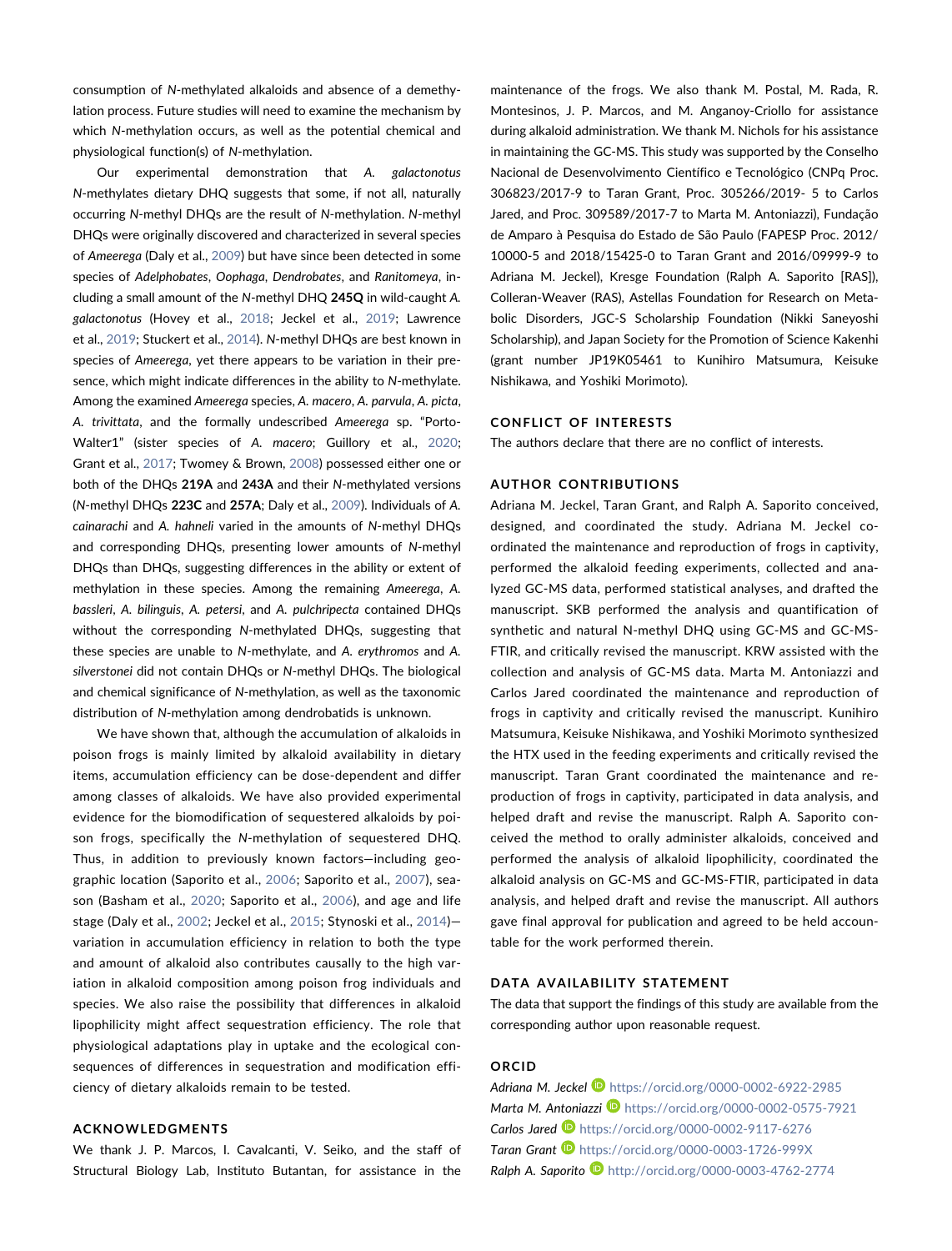consumption of *N*-methylated alkaloids and absence of a demethylation process. Future studies will need to examine the mechanism by which *N*-methylation occurs, as well as the potential chemical and physiological function(s) of *N*-methylation.

Our experimental demonstration that *A. galactonotus* *N*-methylates dietary DHQ suggests that some, if not all, naturally occurring *N*-methyl DHQs are the result of *N*-methylation. *N*-methyl DHQs were originally discovered and characterized in several species of *Ameerega* (Daly et al., 2009) but have since been detected in some species of *Adelphobates*, *Oophaga*, *Dendrobates*, and *Ranitomeya*, including a small amount of the *N*-methyl DHQ **245Q** in wild-caught *A. galactonotus* (Hovey et al., 2018; Jeckel et al., 2019; Lawrence et al., 2019; Stuckert et al., 2014). *N*-methyl DHQs are best known in species of *Ameerega*, yet there appears to be variation in their presence, which might indicate differences in the ability to *N*-methylate. Among the examined *Ameerega* species, *A. macero*, *A. parvula*, *A. picta*, *A. trivittata*, and the formally undescribed *Ameerega* sp. "Porto-Walter1" (sister species of *A. macero*; Guillory et al., 2020; Grant et al., 2017; Twomey & Brown, 2008) possessed either one or both of the DHQs **219A** and **243A** and their *N*-methylated versions (*N*-methyl DHQs **223C** and **257A**; Daly et al., 2009). Individuals of *A. cainarachi* and *A. hahneli* varied in the amounts of *N*-methyl DHQs and corresponding DHQs, presenting lower amounts of *N*-methyl DHQs than DHQs, suggesting differences in the ability or extent of methylation in these species. Among the remaining *Ameerega*, *A. bassleri*, *A. bilinguis*, *A. petersi*, and *A. pulchripecta* contained DHQs without the corresponding *N*-methylated DHQs, suggesting that these species are unable to *N*-methylate, and *A. erythromos* and *A. silverstonei* did not contain DHQs or *N*-methyl DHQs. The biological and chemical significance of *N*-methylation, as well as the taxonomic distribution of *N*-methylation among dendrobatids is unknown.

We have shown that, although the accumulation of alkaloids in poison frogs is mainly limited by alkaloid availability in dietary items, accumulation efficiency can be dose-dependent and differ among classes of alkaloids. We have also provided experimental evidence for the biomodification of sequestered alkaloids by poison frogs, specifically the *N*-methylation of sequestered DHQ. Thus, in addition to previously known factors—including geographic location (Saporito et al., 2006; Saporito et al., 2007), season (Basham et al., 2020; Saporito et al., 2006), and age and life stage (Daly et al., 2002; Jeckel et al., 2015; Stynoski et al., 2014)—variation in accumulation efficiency in relation to both the type and amount of alkaloid also contributes causally to the high variation in alkaloid composition among poison frog individuals and species. We also raise the possibility that differences in alkaloid lipophilicity might affect sequestration efficiency. The role that physiological adaptations play in uptake and the ecological consequences of differences in sequestration and modification efficiency of dietary alkaloids remain to be tested.

## ACKNOWLEDGMENTS

We thank J. P. Marcos, I. Cavalcanti, V. Seiko, and the staff of Structural Biology Lab, Instituto Butantan, for assistance in the maintenance of the frogs. We also thank M. Postal, M. Rada, R. Montesinos, J. P. Marcos, and M. Anganoy-Criollo for assistance during alkaloid administration. We thank M. Nichols for his assistance in maintaining the GC-MS. This study was supported by the Conselho Nacional de Desenvolvimento Científico e Tecnológico (CNPq Proc. 306823/2017-9 to Taran Grant, Proc. 305266/2019- 5 to Carlos Jared, and Proc. 309589/2017-7 to Marta M. Antoniazzi), Fundação de Amparo à Pesquisa do Estado de São Paulo (FAPESP Proc. 2012/10000-5 and 2018/15425-0 to Taran Grant and 2016/09999-9 to Adriana M. Jeckel), Kresge Foundation (Ralph A. Saporito [RAS]), Colleran-Weaver (RAS), Astellas Foundation for Research on Metabolic Disorders, JGC-S Scholarship Foundation (Nikki Saneyoshi Scholarship), and Japan Society for the Promotion of Science Kakenhi (grant number JP19K05461 to Kunihiro Matsumura, Keisuke Nishikawa, and Yoshiki Morimoto).

## CONFLICT OF INTERESTS

The authors declare that there are no conflict of interests.

## AUTHOR CONTRIBUTIONS

Adriana M. Jeckel, Taran Grant, and Ralph A. Saporito conceived, designed, and coordinated the study. Adriana M. Jeckel coordinated the maintenance and reproduction of frogs in captivity, performed the alkaloid feeding experiments, collected and analyzed GC-MS data, performed statistical analyses, and drafted the manuscript. SKB performed the analysis and quantification of synthetic and natural N-methyl DHQ using GC-MS and GC-MS-FTIR, and critically revised the manuscript. KRW assisted with the collection and analysis of GC-MS data. Marta M. Antoniazzi and Carlos Jared coordinated the maintenance and reproduction of frogs in captivity and critically revised the manuscript. Kunihiro Matsumura, Keisuke Nishikawa, and Yoshiki Morimoto synthesized the HTX used in the feeding experiments and critically revised the manuscript. Taran Grant coordinated the maintenance and reproduction of frogs in captivity, participated in data analysis, and helped draft and revise the manuscript. Ralph A. Saporito conceived the method to orally administer alkaloids, conceived and performed the analysis of alkaloid lipophilicity, coordinated the alkaloid analysis on GC-MS and GC-MS-FTIR, participated in data analysis, and helped draft and revise the manuscript. All authors gave final approval for publication and agreed to be held accountable for the work performed therein.

## DATA AVAILABILITY STATEMENT

The data that support the findings of this study are available from the corresponding author upon reasonable request.

## ORCID

*Adriana M. Jeckel* https://orcid.org/0000-0002-6922-2985
*Marta M. Antoniazzi* https://orcid.org/0000-0002-0575-7921
*Carlos Jared* https://orcid.org/0000-0002-9117-6276
*Taran Grant* https://orcid.org/0000-0003-1726-999X
*Ralph A. Saporito* http://orcid.org/0000-0003-4762-2774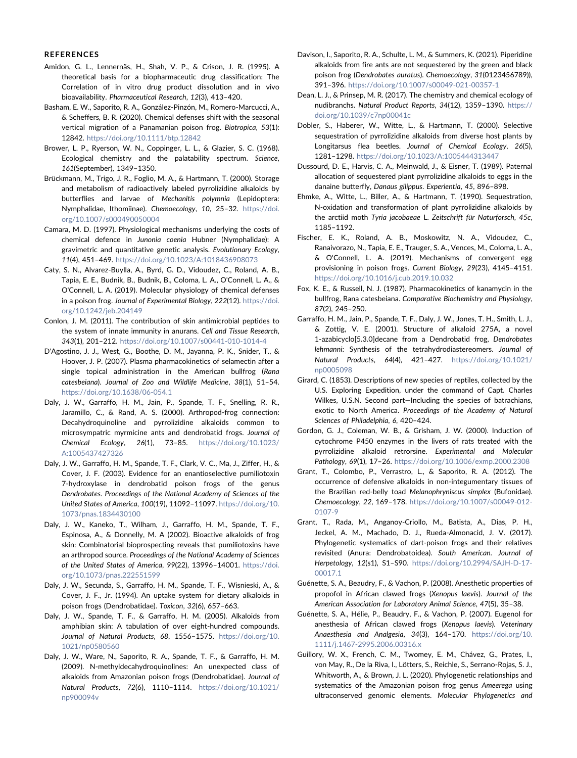## REFERENCES

Amidon, G. L., Lennernäs, H., Shah, V. P., & Crison, J. R. (1995). A theoretical basis for a biopharmaceutic drug classification: The Correlation of in vitro drug product dissolution and in vivo bioavailability. *Pharmaceutical Research*, *12*(3), 413–420.

Basham, E. W., Saporito, R. A., González-Pinzón, M., Romero-Marcucci, A., & Scheffers, B. R. (2020). Chemical defenses shift with the seasonal vertical migration of a Panamanian poison frog. *Biotropica*, *53*(1): 12842. https://doi.org/10.1111/btp.12842

Brower, L. P., Ryerson, W. N., Coppinger, L. L., & Glazier, S. C. (1968). Ecological chemistry and the palatability spectrum. *Science*, *161*(September), 1349–1350.

Brückmann, M., Trigo, J. R., Foglio, M. A., & Hartmann, T. (2000). Storage and metabolism of radioactively labeled pyrrolizidine alkaloids by butterflies and larvae of *Mechanitis polymnia* (Lepidoptera: Nymphalidae, Ithomiinae). *Chemoecology*, *10*, 25–32. https://doi.org/10.1007/s000490050004

Camara, M. D. (1997). Physiological mechanisms underlying the costs of chemical defence in *Junonia coenia* Hubner (Nymphalidae): A gravimetric and quantitative genetic analysis. *Evolutionary Ecology*, *11*(4), 451–469. https://doi.org/10.1023/A:1018436908073

Caty, S. N., Alvarez-Buylla, A., Byrd, G. D., Vidoudez, C., Roland, A. B., Tapia, E. E., Budnik, B., Budnik, B., Coloma, L. A., O'Connell, L. A., & O'Connell, L. A. (2019). Molecular physiology of chemical defenses in a poison frog. *Journal of Experimental Biology*, *222*(12). https://doi.org/10.1242/jeb.204149

Conlon, J. M. (2011). The contribution of skin antimicrobial peptides to the system of innate immunity in anurans. *Cell and Tissue Research*, *343*(1), 201–212. https://doi.org/10.1007/s00441-010-1014-4

D'Agostino, J. J., West, G., Boothe, D. M., Jayanna, P. K., Snider, T., & Hoover, J. P. (2007). Plasma pharmacokinetics of selamectin after a single topical administration in the American bullfrog (*Rana catesbeiana*). *Journal of Zoo and Wildlife Medicine*, *38*(1), 51–54. https://doi.org/10.1638/06-054.1

Daly, J. W., Garraffo, H. M., Jain, P., Spande, T. F., Snelling, R. R., Jaramillo, C., & Rand, A. S. (2000). Arthropod-frog connection: Decahydroquinoline and pyrrolizidine alkaloids common to microsympatric myrmicine ants and dendrobatid frogs. *Journal of Chemical Ecology*, *26*(1), 73–85. https://doi.org/10.1023/A:1005437427326

Daly, J. W., Garraffo, H. M., Spande, T. F., Clark, V. C., Ma, J., Ziffer, H., & Cover, J. F. (2003). Evidence for an enantioselective pumiliotoxin 7-hydroxylase in dendrobatid poison frogs of the genus *Dendrobates*. *Proceedings of the National Academy of Sciences of the United States of America*, *100*(19), 11092–11097. https://doi.org/10.1073/pnas.1834430100

Daly, J. W., Kaneko, T., Wilham, J., Garraffo, H. M., Spande, T. F., Espinosa, A., & Donnelly, M. A (2002). Bioactive alkaloids of frog skin: Combinatorial bioprospecting reveals that pumiliotoxins have an arthropod source. *Proceedings of the National Academy of Sciences of the United States of America*, *99*(22), 13996–14001. https://doi.org/10.1073/pnas.222551599

Daly, J. W., Secunda, S., Garraffo, H. M., Spande, T. F., Wisnieski, A., & Cover, J. F., Jr. (1994). An uptake system for dietary alkaloids in poison frogs (Dendrobatidae). *Toxicon*, *32*(6), 657–663.

Daly, J. W., Spande, T. F., & Garraffo, H. M. (2005). Alkaloids from amphibian skin: A tabulation of over eight-hundred compounds. *Journal of Natural Products*, *68*, 1556–1575. https://doi.org/10.1021/np0580560

Daly, J. W., Ware, N., Saporito, R. A., Spande, T. F., & Garraffo, H. M. (2009). N-methyldecahydroquinolines: An unexpected class of alkaloids from Amazonian poison frogs (Dendrobatidae). *Journal of Natural Products*, *72*(6), 1110–1114. https://doi.org/10.1021/np900094v

Davison, I., Saporito, R. A., Schulte, L. M., & Summers, K. (2021). Piperidine alkaloids from fire ants are not sequestered by the green and black poison frog (*Dendrobates auratus*). *Chemoecology*, *31*(0123456789)), 391–396. https://doi.org/10.1007/s00049-021-00357-1

Dean, L. J., & Prinsep, M. R. (2017). The chemistry and chemical ecology of nudibranchs. *Natural Product Reports*, *34*(12), 1359–1390. https://doi.org/10.1039/c7np00041c

Dobler, S., Haberer, W., Witte, L., & Hartmann, T. (2000). Selective sequestration of pyrrolizidine alkaloids from diverse host plants by Longitarsus flea beetles. *Journal of Chemical Ecology*, *26*(5), 1281–1298. https://doi.org/10.1023/A:1005444313447

Dussourd, D. E., Harvis, C. A., Meinwald, J., & Eisner, T. (1989). Paternal allocation of sequestered plant pyrrolizidine alkaloids to eggs in the danaine butterfly, *Danaus gilippus*. *Experientia*, *45*, 896–898.

Ehmke, A., Witte, L., Biller, A., & Hartmann, T. (1990). Sequestration, N-oxidation and transformation of plant pyrrolizidine alkaloids by the arctiid moth *Tyria jacobaeae* L. *Zeitschrift für Naturforsch*, *45c*, 1185–1192.

Fischer, E. K., Roland, A. B., Moskowitz, N. A., Vidoudez, C., Ranaivorazo, N., Tapia, E. E., Trauger, S. A., Vences, M., Coloma, L. A., & O'Connell, L. A. (2019). Mechanisms of convergent egg provisioning in poison frogs. *Current Biology*, *29*(23), 4145–4151. https://doi.org/10.1016/j.cub.2019.10.032

Fox, K. E., & Russell, N. J. (1987). Pharmacokinetics of kanamycin in the bullfrog, Rana catesbeiana. *Comparative Biochemistry and Physiology*, *87*(2), 245–250.

Garraffo, H. M., Jain, P., Spande, T. F., Daly, J. W., Jones, T. H., Smith, L. J., & Zottig, V. E. (2001). Structure of alkaloid 275A, a novel 1-azabicyclo[5.3.0]decane from a Dendrobatid frog, *Dendrobates lehmanni*: Synthesis of the tetrahydrodiastereomers. *Journal of Natural Products*, *64*(4), 421–427. https://doi.org/10.1021/np0005098

Girard, C. (1853). Descriptions of new species of reptiles, collected by the U.S. Exploring Expedition, under the command of Capt. Charles Wilkes, U.S.N. Second part—Including the species of batrachians, exotic to North America. *Proceedings of the Academy of Natural Sciences of Philadelphia*, *6*, 420–424.

Gordon, G. J., Coleman, W. B., & Grisham, J. W. (2000). Induction of cytochrome P450 enzymes in the livers of rats treated with the pyrrolizidine alkaloid retrorsine. *Experimental and Molecular Pathology*, *69*(1), 17–26. https://doi.org/10.1006/exmp.2000.2308

Grant, T., Colombo, P., Verrastro, L., & Saporito, R. A. (2012). The occurrence of defensive alkaloids in non-integumentary tissues of the Brazilian red-belly toad *Melanophryniscus simplex* (Bufonidae). *Chemoecology*, *22*, 169–178. https://doi.org/10.1007/s00049-012-0107-9

Grant, T., Rada, M., Anganoy-Criollo, M., Batista, A., Dias, P. H., Jeckel, A. M., Machado, D. J., Rueda-Almonacid, J. V. (2017). Phylogenetic systematics of dart-poison frogs and their relatives revisited (Anura: Dendrobatoidea). *South American. Journal of Herpetology*, *12*(s1), S1–S90. https://doi.org/10.2994/SAJH-D-17-00017.1

Guénette, S. A., Beaudry, F., & Vachon, P. (2008). Anesthetic properties of propofol in African clawed frogs (*Xenopus laevis*). *Journal of the American Association for Laboratory Animal Science*, *47*(5), 35–38.

Guénette, S. A., Hélie, P., Beaudry, F., & Vachon, P. (2007). Eugenol for anesthesia of African clawed frogs (*Xenopus laevis*). *Veterinary Anaesthesia and Analgesia*, *34*(3), 164–170. https://doi.org/10.1111/j.1467-2995.2006.00316.x

Guillory, W. X., French, C. M., Twomey, E. M., Chávez, G., Prates, I., von May, R., De la Riva, I., Lötters, S., Reichle, S., Serrano-Rojas, S. J., Whitworth, A., & Brown, J. L. (2020). Phylogenetic relationships and systematics of the Amazonian poison frog genus *Ameerega* using ultraconserved genomic elements. *Molecular Phylogenetics and*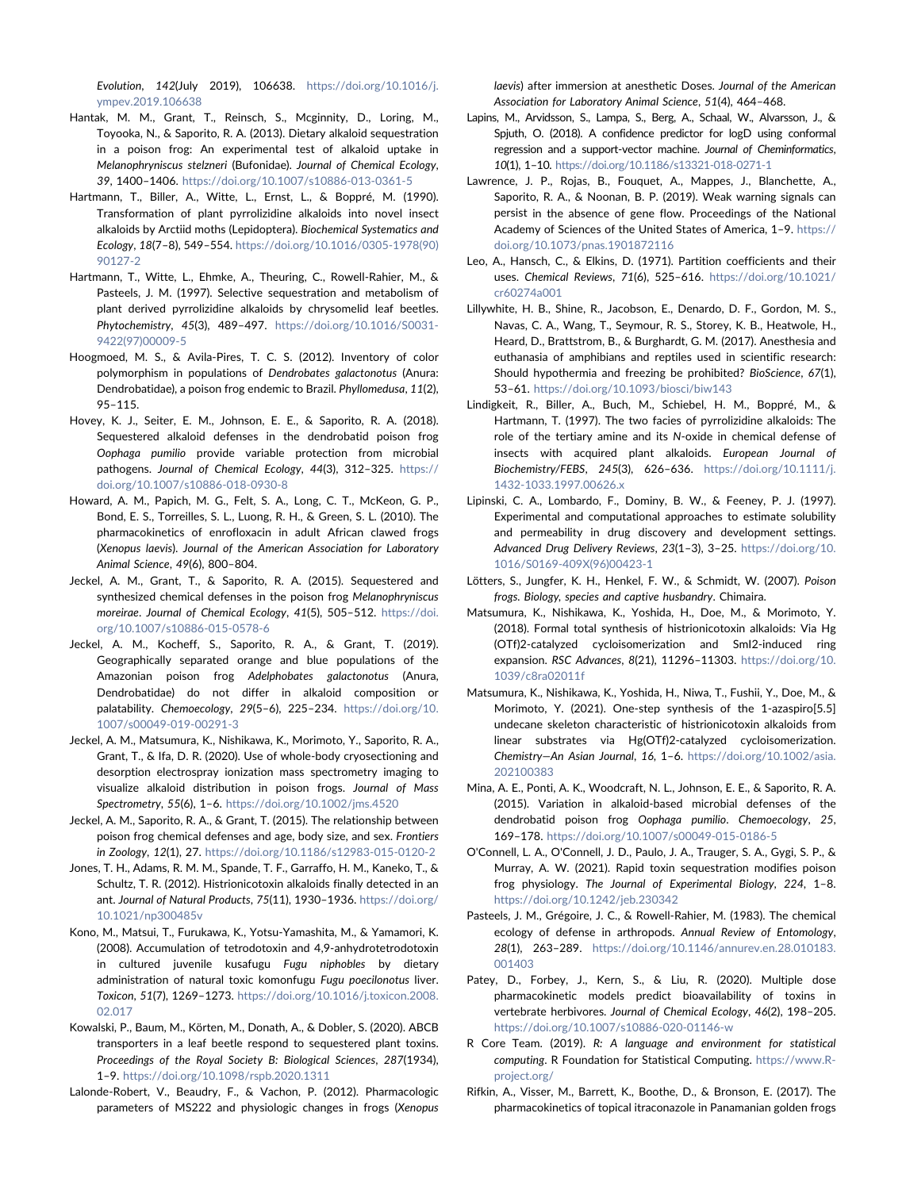*Evolution*, *142*(July 2019), 106638. https://doi.org/10.1016/j.ympev.2019.106638

Hantak, M. M., Grant, T., Reinsch, S., Mcginnity, D., Loring, M., Toyooka, N., & Saporito, R. A. (2013). Dietary alkaloid sequestration in a poison frog: An experimental test of alkaloid uptake in *Melanophryniscus stelzneri* (Bufonidae). *Journal of Chemical Ecology*, *39*, 1400–1406. https://doi.org/10.1007/s10886-013-0361-5

Hartmann, T., Biller, A., Witte, L., Ernst, L., & Boppré, M. (1990). Transformation of plant pyrrolizidine alkaloids into novel insect alkaloids by Arctiid moths (Lepidoptera). *Biochemical Systematics and Ecology*, *18*(7–8), 549–554. https://doi.org/10.1016/0305-1978(90)90127-2

Hartmann, T., Witte, L., Ehmke, A., Theuring, C., Rowell-Rahier, M., & Pasteels, J. M. (1997). Selective sequestration and metabolism of plant derived pyrrolizidine alkaloids by chrysomelid leaf beetles. *Phytochemistry*, *45*(3), 489–497. https://doi.org/10.1016/S0031-9422(97)00009-5

Hoogmoed, M. S., & Avila-Pires, T. C. S. (2012). Inventory of color polymorphism in populations of *Dendrobates galactonotus* (Anura: Dendrobatidae), a poison frog endemic to Brazil. *Phyllomedusa*, *11*(2), 95–115.

Hovey, K. J., Seiter, E. M., Johnson, E. E., & Saporito, R. A. (2018). Sequestered alkaloid defenses in the dendrobatid poison frog *Oophaga pumilio* provide variable protection from microbial pathogens. *Journal of Chemical Ecology*, *44*(3), 312–325. https://doi.org/10.1007/s10886-018-0930-8

Howard, A. M., Papich, M. G., Felt, S. A., Long, C. T., McKeon, G. P., Bond, E. S., Torreilles, S. L., Luong, R. H., & Green, S. L. (2010). The pharmacokinetics of enrofloxacin in adult African clawed frogs (*Xenopus laevis*). *Journal of the American Association for Laboratory Animal Science*, *49*(6), 800–804.

Jeckel, A. M., Grant, T., & Saporito, R. A. (2015). Sequestered and synthesized chemical defenses in the poison frog *Melanophryniscus moreirae*. *Journal of Chemical Ecology*, *41*(5), 505–512. https://doi.org/10.1007/s10886-015-0578-6

Jeckel, A. M., Kocheff, S., Saporito, R. A., & Grant, T. (2019). Geographically separated orange and blue populations of the Amazonian poison frog *Adelphobates galactonotus* (Anura, Dendrobatidae) do not differ in alkaloid composition or palatability. *Chemoecology*, *29*(5–6), 225–234. https://doi.org/10.1007/s00049-019-00291-3

Jeckel, A. M., Matsumura, K., Nishikawa, K., Morimoto, Y., Saporito, R. A., Grant, T., & Ifa, D. R. (2020). Use of whole-body cryosectioning and desorption electrospray ionization mass spectrometry imaging to visualize alkaloid distribution in poison frogs. *Journal of Mass Spectrometry*, *55*(6), 1–6. https://doi.org/10.1002/jms.4520

Jeckel, A. M., Saporito, R. A., & Grant, T. (2015). The relationship between poison frog chemical defenses and age, body size, and sex. *Frontiers in Zoology*, *12*(1), 27. https://doi.org/10.1186/s12983-015-0120-2

Jones, T. H., Adams, R. M. M., Spande, T. F., Garraffo, H. M., Kaneko, T., & Schultz, T. R. (2012). Histrionicotoxin alkaloids finally detected in an ant. *Journal of Natural Products*, *75*(11), 1930–1936. https://doi.org/10.1021/np300485v

Kono, M., Matsui, T., Furukawa, K., Yotsu-Yamashita, M., & Yamamori, K. (2008). Accumulation of tetrodotoxin and 4,9-anhydrotetrodotoxin in cultured juvenile kusafugu *Fugu niphobles* by dietary administration of natural toxic komonfugu *Fugu poecilonotus* liver. *Toxicon*, *51*(7), 1269–1273. https://doi.org/10.1016/j.toxicon.2008.02.017

Kowalski, P., Baum, M., Körten, M., Donath, A., & Dobler, S. (2020). ABCB transporters in a leaf beetle respond to sequestered plant toxins. *Proceedings of the Royal Society B: Biological Sciences*, *287*(1934), 1–9. https://doi.org/10.1098/rspb.2020.1311

Lalonde-Robert, V., Beaudry, F., & Vachon, P. (2012). Pharmacologic parameters of MS222 and physiologic changes in frogs (*Xenopus laevis*) after immersion at anesthetic Doses. *Journal of the American Association for Laboratory Animal Science*, *51*(4), 464–468.

Lapins, M., Arvidsson, S., Lampa, S., Berg, A., Schaal, W., Alvarsson, J., & Spjuth, O. (2018). A confidence predictor for logD using conformal regression and a support-vector machine. *Journal of Cheminformatics*, *10*(1), 1–10. https://doi.org/10.1186/s13321-018-0271-1

Lawrence, J. P., Rojas, B., Fouquet, A., Mappes, J., Blanchette, A., Saporito, R. A., & Noonan, B. P. (2019). Weak warning signals can persist in the absence of gene flow. Proceedings of the National Academy of Sciences of the United States of America, 1–9. https://doi.org/10.1073/pnas.1901872116

Leo, A., Hansch, C., & Elkins, D. (1971). Partition coefficients and their uses. *Chemical Reviews*, *71*(6), 525–616. https://doi.org/10.1021/cr60274a001

Lillywhite, H. B., Shine, R., Jacobson, E., Denardo, D. F., Gordon, M. S., Navas, C. A., Wang, T., Seymour, R. S., Storey, K. B., Heatwole, H., Heard, D., Brattstrom, B., & Burghardt, G. M. (2017). Anesthesia and euthanasia of amphibians and reptiles used in scientific research: Should hypothermia and freezing be prohibited? *BioScience*, *67*(1), 53–61. https://doi.org/10.1093/biosci/biw143

Lindigkeit, R., Biller, A., Buch, M., Schiebel, H. M., Boppré, M., & Hartmann, T. (1997). The two facies of pyrrolizidine alkaloids: The role of the tertiary amine and its *N*-oxide in chemical defense of insects with acquired plant alkaloids. *European Journal of Biochemistry/FEBS*, *245*(3), 626–636. https://doi.org/10.1111/j.1432-1033.1997.00626.x

Lipinski, C. A., Lombardo, F., Dominy, B. W., & Feeney, P. J. (1997). Experimental and computational approaches to estimate solubility and permeability in drug discovery and development settings. *Advanced Drug Delivery Reviews*, *23*(1–3), 3–25. https://doi.org/10.1016/S0169-409X(96)00423-1

Lötters, S., Jungfer, K. H., Henkel, F. W., & Schmidt, W. (2007). *Poison frogs. Biology, species and captive husbandry*. Chimaira.

Matsumura, K., Nishikawa, K., Yoshida, H., Doe, M., & Morimoto, Y. (2018). Formal total synthesis of histrionicotoxin alkaloids: Via Hg(OTf)2-catalyzed cycloisomerization and SmI2-induced ring expansion. *RSC Advances*, *8*(21), 11296–11303. https://doi.org/10.1039/c8ra02011f

Matsumura, K., Nishikawa, K., Yoshida, H., Niwa, T., Fushii, Y., Doe, M., & Morimoto, Y. (2021). One-step synthesis of the 1-azaspiro[5.5]undecane skeleton characteristic of histrionicotoxin alkaloids from linear substrates via Hg(OTf)2-catalyzed cycloisomerization. *Chemistry—An Asian Journal*, *16*, 1–6. https://doi.org/10.1002/asia.202100383

Mina, A. E., Ponti, A. K., Woodcraft, N. L., Johnson, E. E., & Saporito, R. A. (2015). Variation in alkaloid-based microbial defenses of the dendrobatid poison frog *Oophaga pumilio*. *Chemoecology*, *25*, 169–178. https://doi.org/10.1007/s00049-015-0186-5

O'Connell, L. A., O'Connell, J. D., Paulo, J. A., Trauger, S. A., Gygi, S. P., & Murray, A. W. (2021). Rapid toxin sequestration modifies poison frog physiology. *The Journal of Experimental Biology*, *224*, 1–8. https://doi.org/10.1242/jeb.230342

Pasteels, J. M., Grégoire, J. C., & Rowell-Rahier, M. (1983). The chemical ecology of defense in arthropods. *Annual Review of Entomology*, *28*(1), 263–289. https://doi.org/10.1146/annurev.en.28.010183.001403

Patey, D., Forbey, J., Kern, S., & Liu, R. (2020). Multiple dose pharmacokinetic models predict bioavailability of toxins in vertebrate herbivores. *Journal of Chemical Ecology*, *46*(2), 198–205. https://doi.org/10.1007/s10886-020-01146-w

R Core Team. (2019). *R: A language and environment for statistical computing*. R Foundation for Statistical Computing. https://www.R-project.org/

Rifkin, A., Visser, M., Barrett, K., Boothe, D., & Bronson, E. (2017). The pharmacokinetics of topical itraconazole in Panamanian golden frogs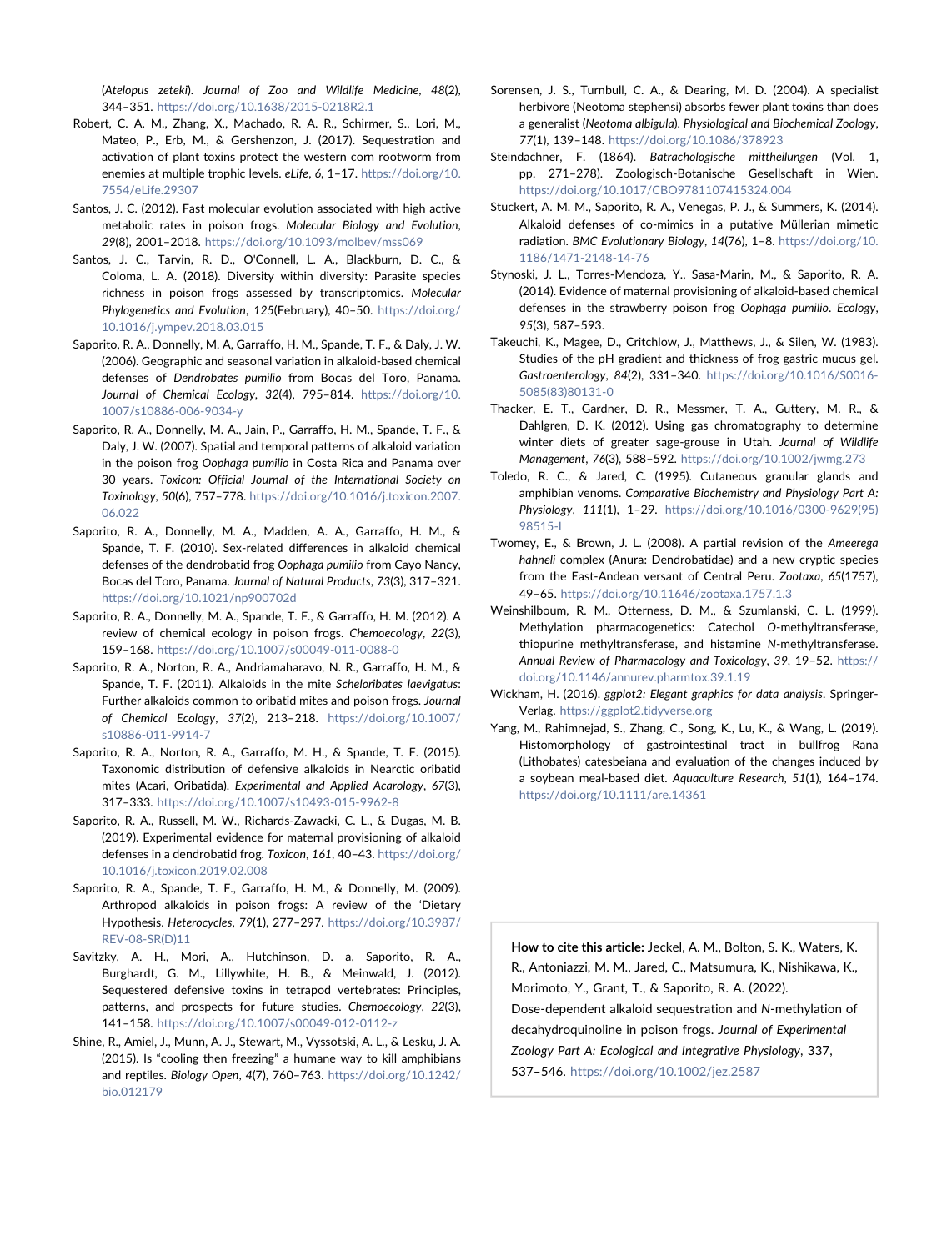(*Atelopus zeteki*). *Journal of Zoo and Wildlife Medicine*, *48*(2), 344–351. https://doi.org/10.1638/2015-0218R2.1

Robert, C. A. M., Zhang, X., Machado, R. A. R., Schirmer, S., Lori, M., Mateo, P., Erb, M., & Gershenzon, J. (2017). Sequestration and activation of plant toxins protect the western corn rootworm from enemies at multiple trophic levels. *eLife*, *6*, 1–17. https://doi.org/10.7554/eLife.29307

Santos, J. C. (2012). Fast molecular evolution associated with high active metabolic rates in poison frogs. *Molecular Biology and Evolution*, *29*(8), 2001–2018. https://doi.org/10.1093/molbev/mss069

Santos, J. C., Tarvin, R. D., O'Connell, L. A., Blackburn, D. C., & Coloma, L. A. (2018). Diversity within diversity: Parasite species richness in poison frogs assessed by transcriptomics. *Molecular Phylogenetics and Evolution*, *125*(February), 40–50. https://doi.org/10.1016/j.ympev.2018.03.015

Saporito, R. A., Donnelly, M. A, Garraffo, H. M., Spande, T. F., & Daly, J. W. (2006). Geographic and seasonal variation in alkaloid-based chemical defenses of *Dendrobates pumilio* from Bocas del Toro, Panama. *Journal of Chemical Ecology*, *32*(4), 795–814. https://doi.org/10.1007/s10886-006-9034-y

Saporito, R. A., Donnelly, M. A., Jain, P., Garraffo, H. M., Spande, T. F., & Daly, J. W. (2007). Spatial and temporal patterns of alkaloid variation in the poison frog *Oophaga pumilio* in Costa Rica and Panama over 30 years. *Toxicon: Official Journal of the International Society on Toxinology*, *50*(6), 757–778. https://doi.org/10.1016/j.toxicon.2007.06.022

Saporito, R. A., Donnelly, M. A., Madden, A. A., Garraffo, H. M., & Spande, T. F. (2010). Sex-related differences in alkaloid chemical defenses of the dendrobatid frog *Oophaga pumilio* from Cayo Nancy, Bocas del Toro, Panama. *Journal of Natural Products*, *73*(3), 317–321. https://doi.org/10.1021/np900702d

Saporito, R. A., Donnelly, M. A., Spande, T. F., & Garraffo, H. M. (2012). A review of chemical ecology in poison frogs. *Chemoecology*, *22*(3), 159–168. https://doi.org/10.1007/s00049-011-0088-0

Saporito, R. A., Norton, R. A., Andriamaharavo, N. R., Garraffo, H. M., & Spande, T. F. (2011). Alkaloids in the mite *Scheloribates laevigatus*: Further alkaloids common to oribatid mites and poison frogs. *Journal of Chemical Ecology*, *37*(2), 213–218. https://doi.org/10.1007/s10886-011-9914-7

Saporito, R. A., Norton, R. A., Garraffo, M. H., & Spande, T. F. (2015). Taxonomic distribution of defensive alkaloids in Nearctic oribatid mites (Acari, Oribatida). *Experimental and Applied Acarology*, *67*(3), 317–333. https://doi.org/10.1007/s10493-015-9962-8

Saporito, R. A., Russell, M. W., Richards-Zawacki, C. L., & Dugas, M. B. (2019). Experimental evidence for maternal provisioning of alkaloid defenses in a dendrobatid frog. *Toxicon*, *161*, 40–43. https://doi.org/10.1016/j.toxicon.2019.02.008

Saporito, R. A., Spande, T. F., Garraffo, H. M., & Donnelly, M. (2009). Arthropod alkaloids in poison frogs: A review of the 'Dietary Hypothesis. *Heterocycles*, *79*(1), 277–297. https://doi.org/10.3987/REV-08-SR(D)11

Savitzky, A. H., Mori, A., Hutchinson, D. a, Saporito, R. A., Burghardt, G. M., Lillywhite, H. B., & Meinwald, J. (2012). Sequestered defensive toxins in tetrapod vertebrates: Principles, patterns, and prospects for future studies. *Chemoecology*, *22*(3), 141–158. https://doi.org/10.1007/s00049-012-0112-z

Shine, R., Amiel, J., Munn, A. J., Stewart, M., Vyssotski, A. L., & Lesku, J. A. (2015). Is "cooling then freezing" a humane way to kill amphibians and reptiles. *Biology Open*, *4*(7), 760–763. https://doi.org/10.1242/bio.012179

Sorensen, J. S., Turnbull, C. A., & Dearing, M. D. (2004). A specialist herbivore (Neotoma stephensi) absorbs fewer plant toxins than does a generalist (*Neotoma albigula*). *Physiological and Biochemical Zoology*, *77*(1), 139–148. https://doi.org/10.1086/378923

Steindachner, F. (1864). *Batrachologische mittheilungen* (Vol. 1, pp. 271–278). Zoologisch-Botanische Gesellschaft in Wien. https://doi.org/10.1017/CBO9781107415324.004

Stuckert, A. M. M., Saporito, R. A., Venegas, P. J., & Summers, K. (2014). Alkaloid defenses of co-mimics in a putative Müllerian mimetic radiation. *BMC Evolutionary Biology*, *14*(76), 1–8. https://doi.org/10.1186/1471-2148-14-76

Stynoski, J. L., Torres-Mendoza, Y., Sasa-Marin, M., & Saporito, R. A. (2014). Evidence of maternal provisioning of alkaloid-based chemical defenses in the strawberry poison frog *Oophaga pumilio*. *Ecology*, *95*(3), 587–593.

Takeuchi, K., Magee, D., Critchlow, J., Matthews, J., & Silen, W. (1983). Studies of the pH gradient and thickness of frog gastric mucus gel. *Gastroenterology*, *84*(2), 331–340. https://doi.org/10.1016/S0016-5085(83)80131-0

Thacker, E. T., Gardner, D. R., Messmer, T. A., Guttery, M. R., & Dahlgren, D. K. (2012). Using gas chromatography to determine winter diets of greater sage-grouse in Utah. *Journal of Wildlife Management*, *76*(3), 588–592. https://doi.org/10.1002/jwmg.273

Toledo, R. C., & Jared, C. (1995). Cutaneous granular glands and amphibian venoms. *Comparative Biochemistry and Physiology Part A: Physiology*, *111*(1), 1–29. https://doi.org/10.1016/0300-9629(95)98515-I

Twomey, E., & Brown, J. L. (2008). A partial revision of the *Ameerega hahneli* complex (Anura: Dendrobatidae) and a new cryptic species from the East-Andean versant of Central Peru. *Zootaxa*, *65*(1757), 49–65. https://doi.org/10.11646/zootaxa.1757.1.3

Weinshilboum, R. M., Otterness, D. M., & Szumlanski, C. L. (1999). Methylation pharmacogenetics: Catechol *O*-methyltransferase, thiopurine methyltransferase, and histamine *N*-methyltransferase. *Annual Review of Pharmacology and Toxicology*, *39*, 19–52. https://doi.org/10.1146/annurev.pharmtox.39.1.19

Wickham, H. (2016). *ggplot2: Elegant graphics for data analysis*. Springer-Verlag. https://ggplot2.tidyverse.org

Yang, M., Rahimnejad, S., Zhang, C., Song, K., Lu, K., & Wang, L. (2019). Histomorphology of gastrointestinal tract in bullfrog Rana (Lithobates) catesbeiana and evaluation of the changes induced by a soybean meal-based diet. *Aquaculture Research*, *51*(1), 164–174. https://doi.org/10.1111/are.14361

**How to cite this article:** Jeckel, A. M., Bolton, S. K., Waters, K. R., Antoniazzi, M. M., Jared, C., Matsumura, K., Nishikawa, K., Morimoto, Y., Grant, T., & Saporito, R. A. (2022). Dose-dependent alkaloid sequestration and *N*-methylation of decahydroquinoline in poison frogs. *Journal of Experimental Zoology Part A: Ecological and Integrative Physiology*, 337, 537–546. https://doi.org/10.1002/jez.2587